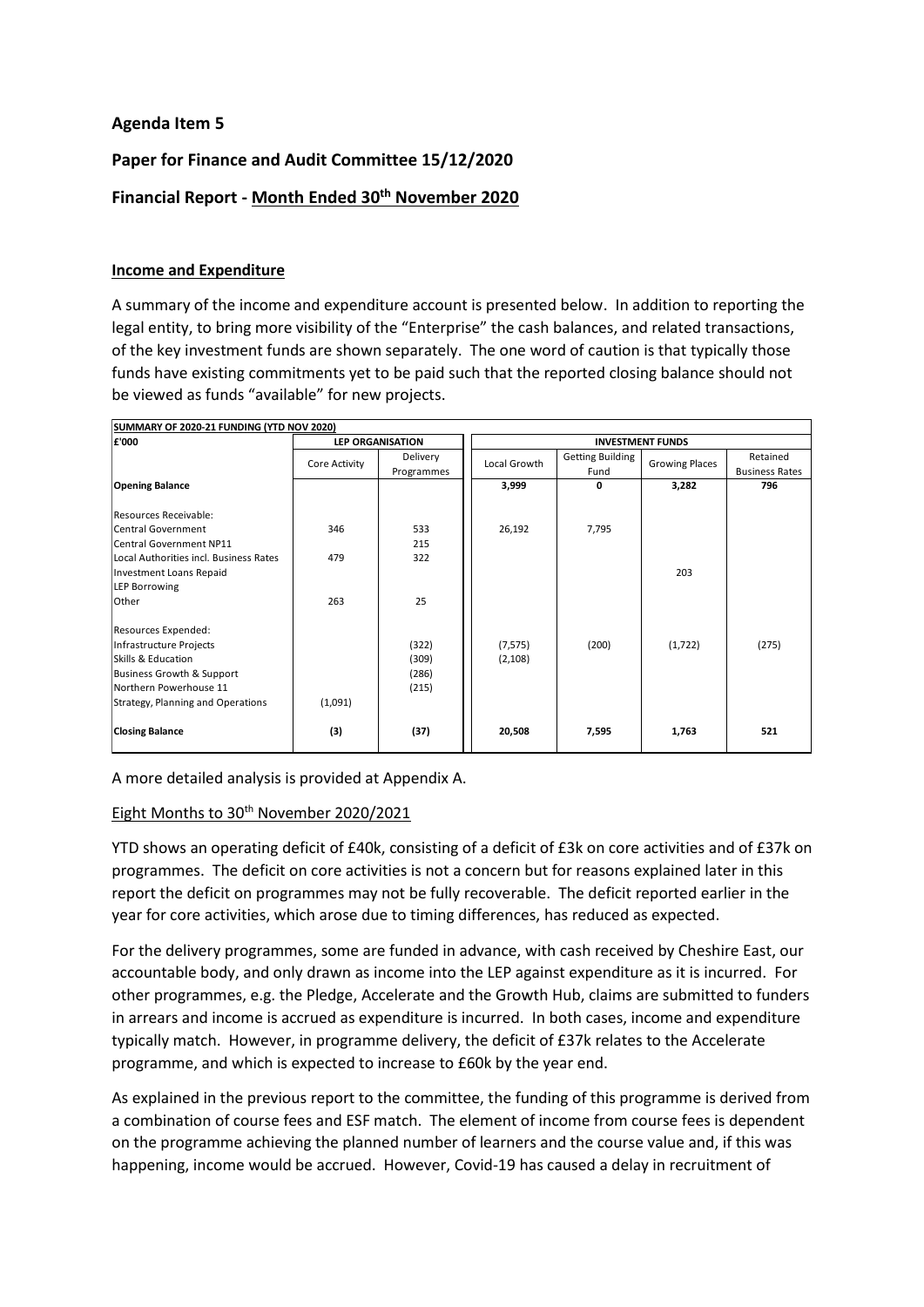## Agenda Item 5

## Paper for Finance and Audit Committee 15/12/2020

## Financial Report - Month Ended 30th November 2020

### Income and Expenditure

A summary of the income and expenditure account is presented below. In addition to reporting the legal entity, to bring more visibility of the "Enterprise" the cash balances, and related transactions, of the key investment funds are shown separately. The one word of caution is that typically those funds have existing commitments yet to be paid such that the reported closing balance should not be viewed as funds "available" for new projects.

| SUMMARY OF 2020-21 FUNDING (YTD NOV 2020) | | | | | | |
|---|---|---|---|---|---|---|
| £'000 | LEP ORGANISATION | | INVESTMENT FUNDS | | | |
| | Core Activity | Delivery Programmes | Local Growth | Getting Building Fund | Growing Places | Retained Business Rates |
| **Opening Balance** | | | **3,999** | **0** | **3,282** | **796** |
| Resources Receivable: | | | | | | |
| Central Government | 346 | 533 | 26,192 | 7,795 | | |
| Central Government NP11 | | 215 | | | | |
| Local Authorities incl. Business Rates | 479 | 322 | | | | |
| Investment Loans Repaid | | | | | 203 | |
| LEP Borrowing | | | | | | |
| Other | 263 | 25 | | | | |
| Resources Expended: | | | | | | |
| Infrastructure Projects | | (322) | (7,575) | (200) | (1,722) | (275) |
| Skills & Education | | (309) | (2,108) | | | |
| Business Growth & Support | | (286) | | | | |
| Northern Powerhouse 11 | | (215) | | | | |
| Strategy, Planning and Operations | (1,091) | | | | | |
| **Closing Balance** | **(3)** | **(37)** | **20,508** | **7,595** | **1,763** | **521** |

A more detailed analysis is provided at Appendix A.

Eight Months to 30th November 2020/2021

YTD shows an operating deficit of £40k, consisting of a deficit of £3k on core activities and of £37k on programmes. The deficit on core activities is not a concern but for reasons explained later in this report the deficit on programmes may not be fully recoverable. The deficit reported earlier in the year for core activities, which arose due to timing differences, has reduced as expected.

For the delivery programmes, some are funded in advance, with cash received by Cheshire East, our accountable body, and only drawn as income into the LEP against expenditure as it is incurred. For other programmes, e.g. the Pledge, Accelerate and the Growth Hub, claims are submitted to funders in arrears and income is accrued as expenditure is incurred. In both cases, income and expenditure typically match. However, in programme delivery, the deficit of £37k relates to the Accelerate programme, and which is expected to increase to £60k by the year end.

As explained in the previous report to the committee, the funding of this programme is derived from a combination of course fees and ESF match. The element of income from course fees is dependent on the programme achieving the planned number of learners and the course value and, if this was happening, income would be accrued. However, Covid-19 has caused a delay in recruitment of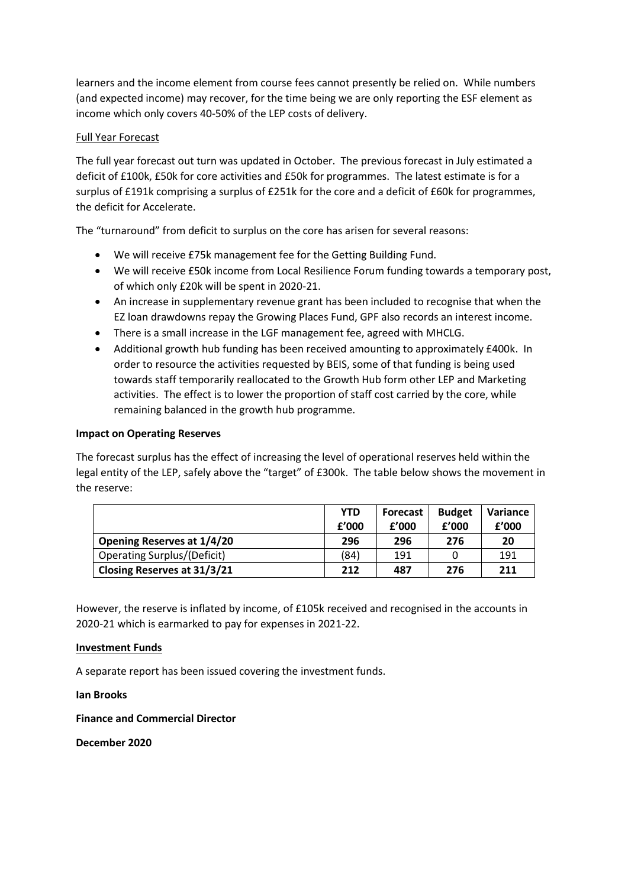learners and the income element from course fees cannot presently be relied on. While numbers (and expected income) may recover, for the time being we are only reporting the ESF element as income which only covers 40-50% of the LEP costs of delivery.

Full Year Forecast

The full year forecast out turn was updated in October. The previous forecast in July estimated a deficit of £100k, £50k for core activities and £50k for programmes. The latest estimate is for a surplus of £191k comprising a surplus of £251k for the core and a deficit of £60k for programmes, the deficit for Accelerate.

The "turnaround" from deficit to surplus on the core has arisen for several reasons:

- We will receive £75k management fee for the Getting Building Fund.
- We will receive £50k income from Local Resilience Forum funding towards a temporary post, of which only £20k will be spent in 2020-21.
- An increase in supplementary revenue grant has been included to recognise that when the EZ loan drawdowns repay the Growing Places Fund, GPF also records an interest income.
- There is a small increase in the LGF management fee, agreed with MHCLG.
- Additional growth hub funding has been received amounting to approximately £400k. In order to resource the activities requested by BEIS, some of that funding is being used towards staff temporarily reallocated to the Growth Hub form other LEP and Marketing activities. The effect is to lower the proportion of staff cost carried by the core, while remaining balanced in the growth hub programme.

**Impact on Operating Reserves**

The forecast surplus has the effect of increasing the level of operational reserves held within the legal entity of the LEP, safely above the "target" of £300k. The table below shows the movement in the reserve:

| | YTD £'000 | Forecast £'000 | Budget £'000 | Variance £'000 |
|---|---|---|---|---|
| **Opening Reserves at 1/4/20** | **296** | **296** | **276** | **20** |
| Operating Surplus/(Deficit) | (84) | 191 | 0 | 191 |
| **Closing Reserves at 31/3/21** | **212** | **487** | **276** | **211** |

However, the reserve is inflated by income, of £105k received and recognised in the accounts in 2020-21 which is earmarked to pay for expenses in 2021-22.

**Investment Funds**

A separate report has been issued covering the investment funds.

**Ian Brooks**

**Finance and Commercial Director**

**December 2020**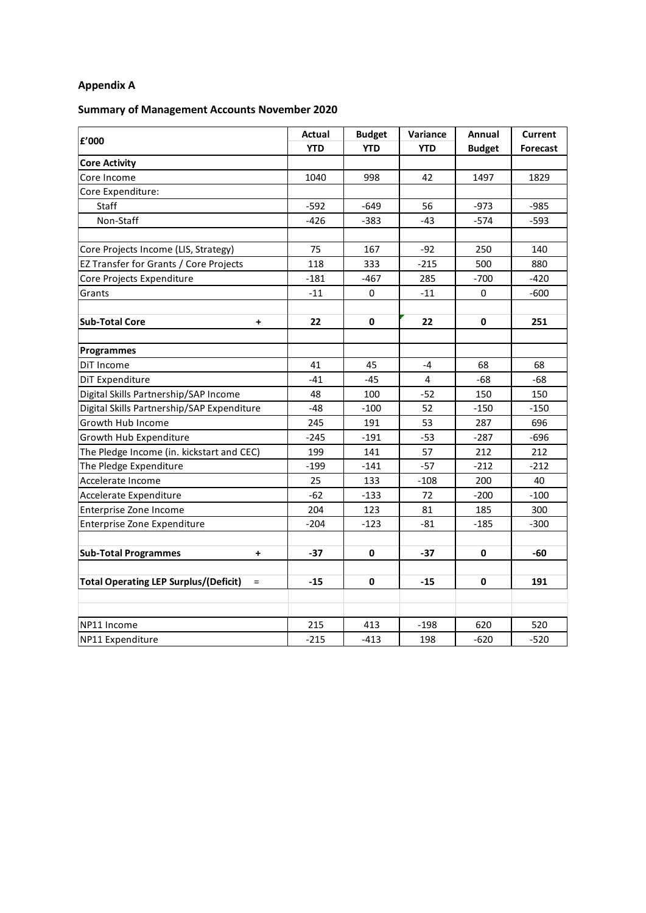## Appendix A

### Summary of Management Accounts November 2020

| £'000 | Actual YTD | Budget YTD | Variance YTD | Annual Budget | Current Forecast |
|---|---|---|---|---|---|
| **Core Activity** | | | | | |
| Core Income | 1040 | 998 | 42 | 1497 | 1829 |
| Core Expenditure: | | | | | |
| Staff | -592 | -649 | 56 | -973 | -985 |
| Non-Staff | -426 | -383 | -43 | -574 | -593 |
| | | | | | |
| Core Projects Income (LIS, Strategy) | 75 | 167 | -92 | 250 | 140 |
| EZ Transfer for Grants / Core Projects | 118 | 333 | -215 | 500 | 880 |
| Core Projects Expenditure | -181 | -467 | 285 | -700 | -420 |
| Grants | -11 | 0 | -11 | 0 | -600 |
| | | | | | |
| **Sub-Total Core +** | **22** | **0** | **22** | **0** | **251** |
| | | | | | |
| **Programmes** | | | | | |
| DiT Income | 41 | 45 | -4 | 68 | 68 |
| DiT Expenditure | -41 | -45 | 4 | -68 | -68 |
| Digital Skills Partnership/SAP Income | 48 | 100 | -52 | 150 | 150 |
| Digital Skills Partnership/SAP Expenditure | -48 | -100 | 52 | -150 | -150 |
| Growth Hub Income | 245 | 191 | 53 | 287 | 696 |
| Growth Hub Expenditure | -245 | -191 | -53 | -287 | -696 |
| The Pledge Income (in. kickstart and CEC) | 199 | 141 | 57 | 212 | 212 |
| The Pledge Expenditure | -199 | -141 | -57 | -212 | -212 |
| Accelerate Income | 25 | 133 | -108 | 200 | 40 |
| Accelerate Expenditure | -62 | -133 | 72 | -200 | -100 |
| Enterprise Zone Income | 204 | 123 | 81 | 185 | 300 |
| Enterprise Zone Expenditure | -204 | -123 | -81 | -185 | -300 |
| | | | | | |
| **Sub-Total Programmes +** | **-37** | **0** | **-37** | **0** | **-60** |
| | | | | | |
| **Total Operating LEP Surplus/(Deficit) =** | **-15** | **0** | **-15** | **0** | **191** |
| | | | | | |
| | | | | | |
| NP11 Income | 215 | 413 | -198 | 620 | 520 |
| NP11 Expenditure | -215 | -413 | 198 | -620 | -520 |